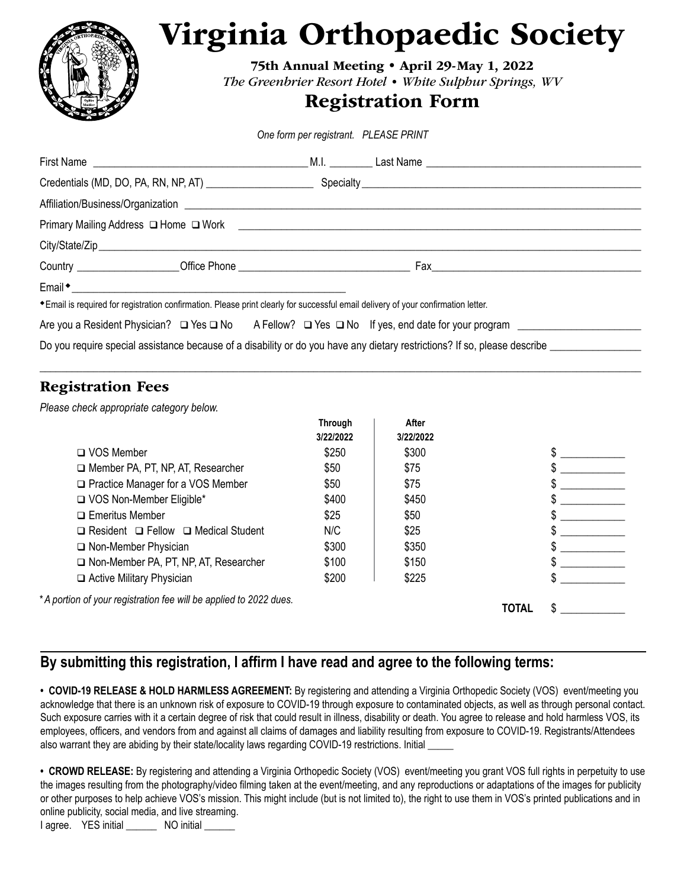# Virginia Orthopaedic Society

**75th Annual Meeting • April 29-May 1, 2022**

*The Greenbrier Resort Hotel • White Sulphur Springs, WV*

## Registration Form

*One form per registrant. PLEASE PRINT*

First Name ______________________________ M.I. ________ Last Name ______________________________

Credentials (MD, DO, PA, RN, NP, AT) ____________________ Specialty ______________________________

Affiliation/Business/Organization ______________________________

Primary Mailing Address ❑ Home ❑ Work ______________________________

City/State/Zip ______________________________

Country __________________ Office Phone ______________________________ Fax ______________________________

Email◆ ______________________________

◆Email is required for registration confirmation. Please print clearly for successful email delivery of your confirmation letter.

Are you a Resident Physician? ❑ Yes ❑ No  A Fellow? ❑ Yes ❑ No  If yes, end date for your program ______________________

Do you require special assistance because of a disability or do you have any dietary restrictions? If so, please describe ________________

______________________________

## Registration Fees

*Please check appropriate category below.*

| | Through 3/22/2022 | After 3/22/2022 | |
|---|---|---|---|
| ❑ VOS Member | $250 | $300 | $ ____________ |
| ❑ Member PA, PT, NP, AT, Researcher | $50 | $75 | $ ____________ |
| ❑ Practice Manager for a VOS Member | $50 | $75 | $ ____________ |
| ❑ VOS Non-Member Eligible* | $400 | $450 | $ ____________ |
| ❑ Emeritus Member | $25 | $50 | $ ____________ |
| ❑ Resident ❑ Fellow ❑ Medical Student | N/C | $25 | $ ____________ |
| ❑ Non-Member Physician | $300 | $350 | $ ____________ |
| ❑ Non-Member PA, PT, NP, AT, Researcher | $100 | $150 | $ ____________ |
| ❑ Active Military Physician | $200 | $225 | $ ____________ |
| | | **TOTAL** | $ ____________ |

*\* A portion of your registration fee will be applied to 2022 dues.*

## By submitting this registration, I affirm I have read and agree to the following terms:

• **COVID-19 RELEASE & HOLD HARMLESS AGREEMENT:** By registering and attending a Virginia Orthopedic Society (VOS) event/meeting you acknowledge that there is an unknown risk of exposure to COVID-19 through exposure to contaminated objects, as well as through personal contact. Such exposure carries with it a certain degree of risk that could result in illness, disability or death. You agree to release and hold harmless VOS, its employees, officers, and vendors from and against all claims of damages and liability resulting from exposure to COVID-19. Registrants/Attendees also warrant they are abiding by their state/locality laws regarding COVID-19 restrictions. Initial _____

• **CROWD RELEASE:** By registering and attending a Virginia Orthopedic Society (VOS) event/meeting you grant VOS full rights in perpetuity to use the images resulting from the photography/video filming taken at the event/meeting, and any reproductions or adaptations of the images for publicity or other purposes to help achieve VOS's mission. This might include (but is not limited to), the right to use them in VOS's printed publications and in online publicity, social media, and live streaming.

I agree.  YES initial ______  NO initial ______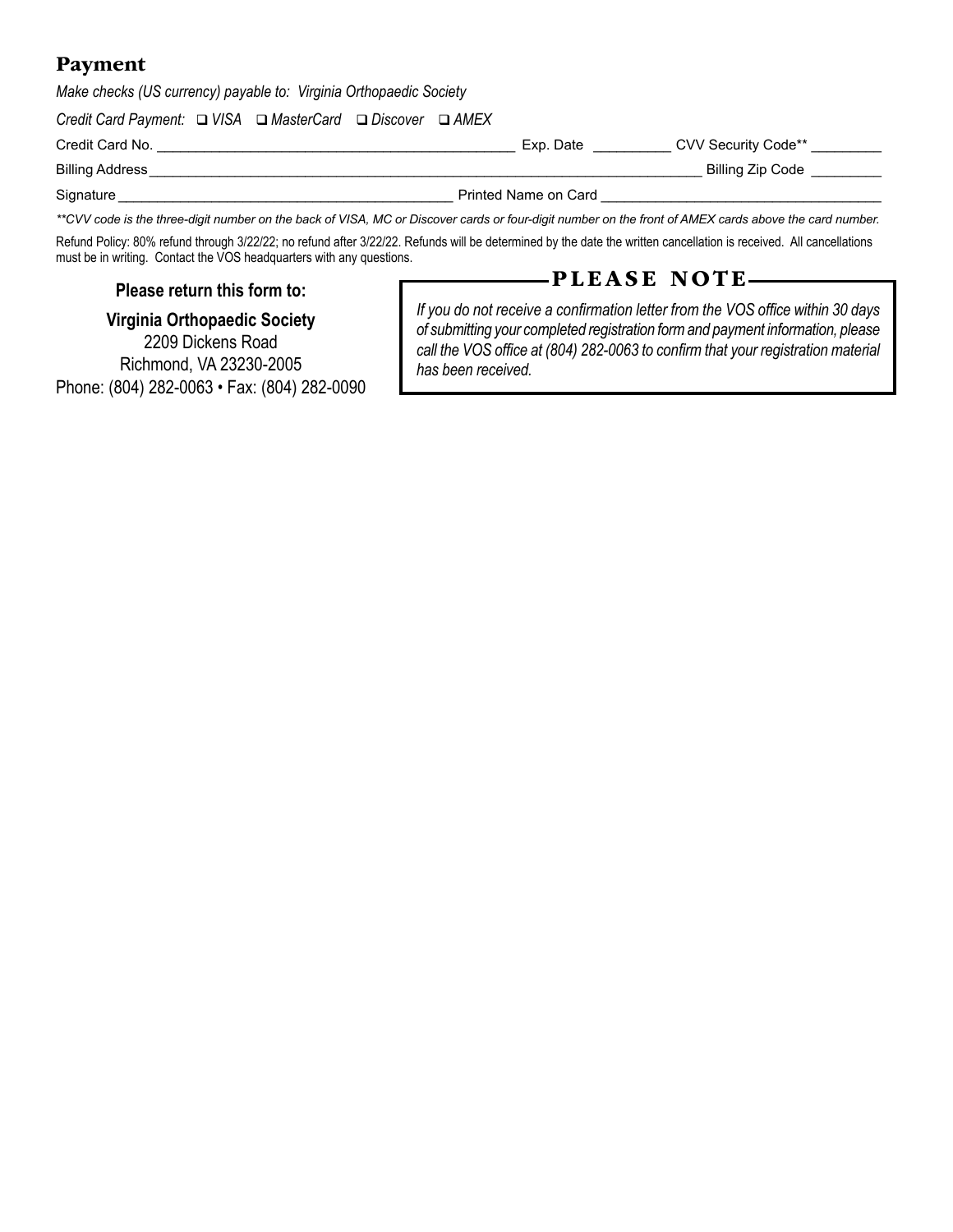## Payment

*Make checks (US currency) payable to: Virginia Orthopaedic Society*

*Credit Card Payment: ❑ VISA ❑ MasterCard ❑ Discover ❑ AMEX*

Credit Card No. ______________________________________________ Exp. Date __________ CVV Security Code** _________

Billing Address ___________________________________________________________________________ Billing Zip Code _________

Signature __________________________________________ Printed Name on Card ____________________________________

*\*\*CVV code is the three-digit number on the back of VISA, MC or Discover cards or four-digit number on the front of AMEX cards above the card number.*

Refund Policy: 80% refund through 3/22/22; no refund after 3/22/22. Refunds will be determined by the date the written cancellation is received. All cancellations must be in writing. Contact the VOS headquarters with any questions.

**Please return this form to:**

**Virginia Orthopaedic Society**
2209 Dickens Road
Richmond, VA 23230-2005
Phone: (804) 282-0063 • Fax: (804) 282-0090

**PLEASE NOTE**

*If you do not receive a confirmation letter from the VOS office within 30 days of submitting your completed registration form and payment information, please call the VOS office at (804) 282-0063 to confirm that your registration material has been received.*